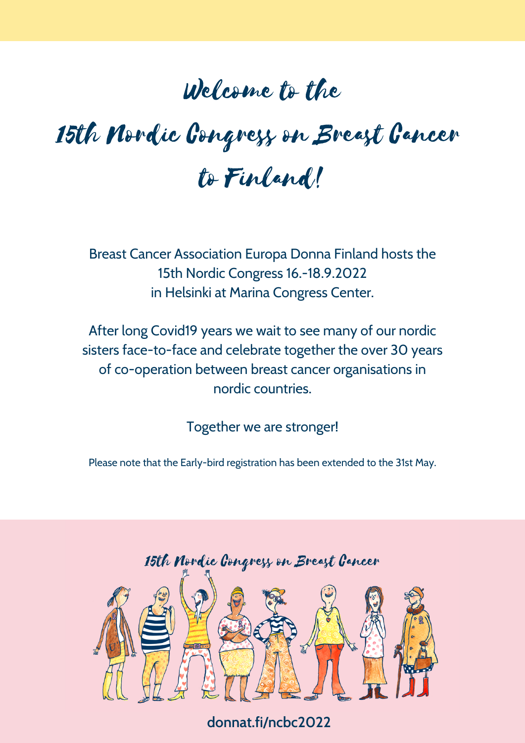# Welcome to the 15th Nordic Congress on Breast Cancer to Finland!

Breast Cancer Association Europa Donna Finland hosts the 15th Nordic Congress 16.-18.9.2022 in Helsinki at Marina Congress Center.

After long Covid19 years we wait to see many of our nordic sisters face-to-face and celebrate together the over 30 years of co-operation between breast cancer organisations in nordic countries.

Together we are stronger!

Please note that the Early-bird registration has been extended to the 31st May.

15th Nordic Congress on Breast Cancer

**donnat.fi/ncbc2022**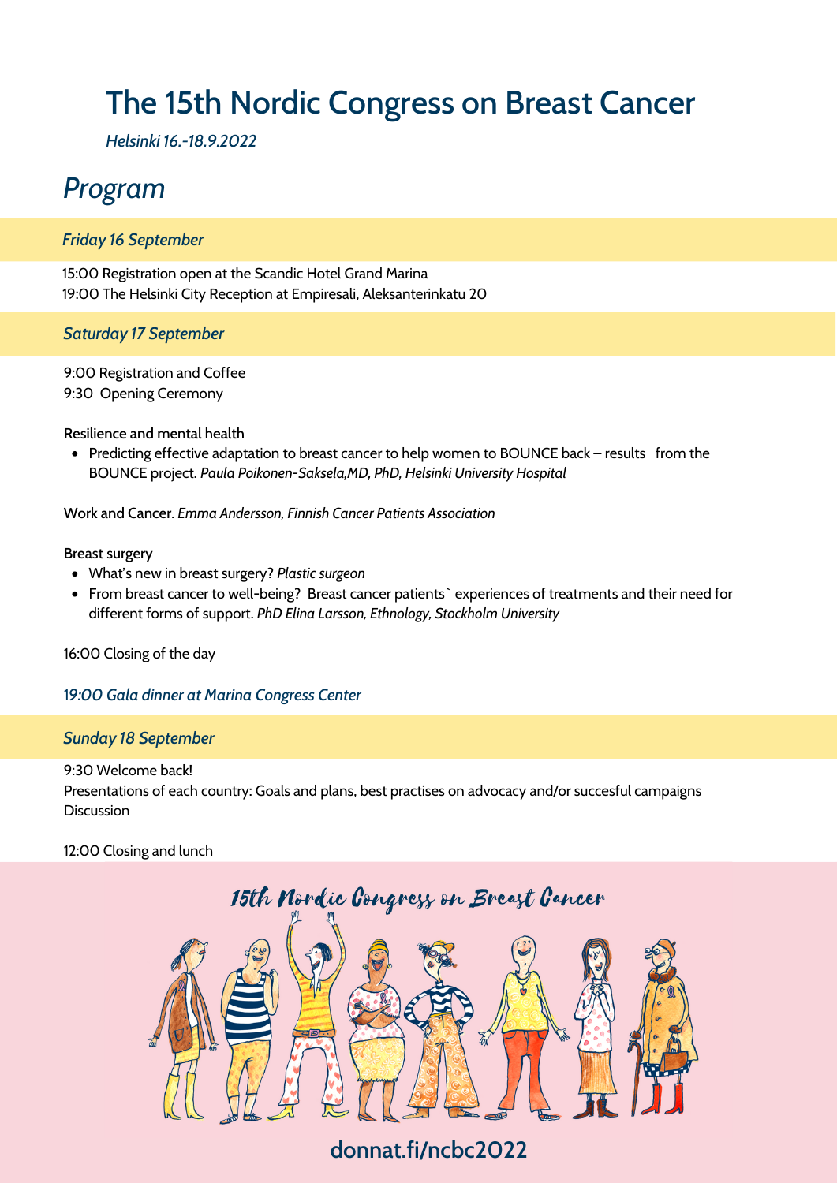# The 15th Nordic Congress on Breast Cancer

*Helsinki 16.-18.9.2022*

## *Program*

### *Friday 16 September*

15:00 Registration open at the Scandic Hotel Grand Marina
19:00 The Helsinki City Reception at Empiresali, Aleksanterinkatu 20

### *Saturday 17 September*

9:00 Registration and Coffee
9:30 Opening Ceremony

Resilience and mental health

- Predicting effective adaptation to breast cancer to help women to BOUNCE back – results from the BOUNCE project. *Paula Poikonen-Saksela,MD, PhD, Helsinki University Hospital*

Work and Cancer. *Emma Andersson, Finnish Cancer Patients Association*

Breast surgery

- What's new in breast surgery? *Plastic surgeon*
- From breast cancer to well-being? Breast cancer patients` experiences of treatments and their need for different forms of support. *PhD Elina Larsson, Ethnology, Stockholm University*

16:00 Closing of the day

*19:00 Gala dinner at Marina Congress Center*

### *Sunday 18 September*

9:30 Welcome back!
Presentations of each country: Goals and plans, best practises on advocacy and/or succesful campaigns
Discussion

12:00 Closing and lunch

15th Nordic Congress on Breast Cancer

**donnat.fi/ncbc2022**